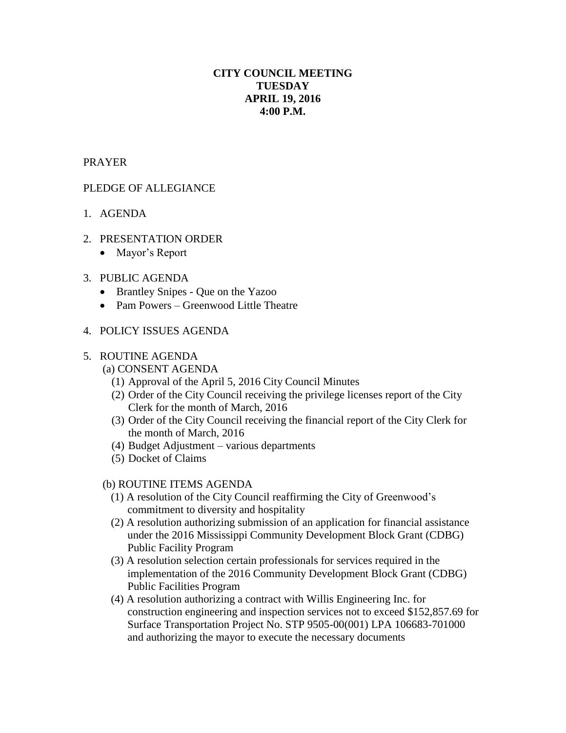**CITY COUNCIL MEETING**
**TUESDAY**
**APRIL 19, 2016**
**4:00 P.M.**

PRAYER

PLEDGE OF ALLEGIANCE

1. AGENDA

2. PRESENTATION ORDER
   - Mayor's Report

3. PUBLIC AGENDA
   - Brantley Snipes - Que on the Yazoo
   - Pam Powers – Greenwood Little Theatre

4. POLICY ISSUES AGENDA

5. ROUTINE AGENDA

   (a) CONSENT AGENDA

   (1) Approval of the April 5, 2016 City Council Minutes
   (2) Order of the City Council receiving the privilege licenses report of the City Clerk for the month of March, 2016
   (3) Order of the City Council receiving the financial report of the City Clerk for the month of March, 2016
   (4) Budget Adjustment – various departments
   (5) Docket of Claims

   (b) ROUTINE ITEMS AGENDA

   (1) A resolution of the City Council reaffirming the City of Greenwood's commitment to diversity and hospitality
   (2) A resolution authorizing submission of an application for financial assistance under the 2016 Mississippi Community Development Block Grant (CDBG) Public Facility Program
   (3) A resolution selection certain professionals for services required in the implementation of the 2016 Community Development Block Grant (CDBG) Public Facilities Program
   (4) A resolution authorizing a contract with Willis Engineering Inc. for construction engineering and inspection services not to exceed $152,857.69 for Surface Transportation Project No. STP 9505-00(001) LPA 106683-701000 and authorizing the mayor to execute the necessary documents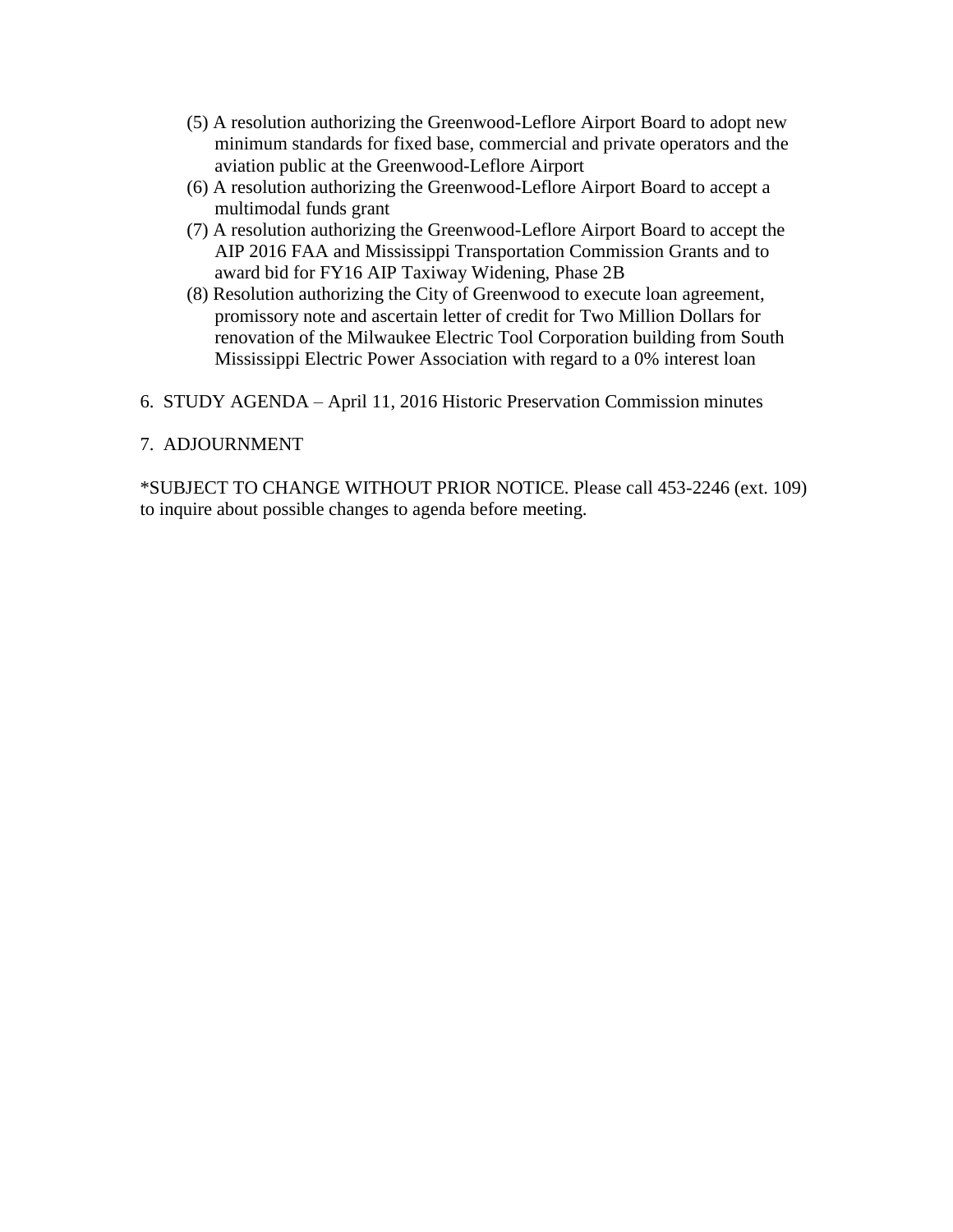(5) A resolution authorizing the Greenwood-Leflore Airport Board to adopt new minimum standards for fixed base, commercial and private operators and the aviation public at the Greenwood-Leflore Airport

(6) A resolution authorizing the Greenwood-Leflore Airport Board to accept a multimodal funds grant

(7) A resolution authorizing the Greenwood-Leflore Airport Board to accept the AIP 2016 FAA and Mississippi Transportation Commission Grants and to award bid for FY16 AIP Taxiway Widening, Phase 2B

(8) Resolution authorizing the City of Greenwood to execute loan agreement, promissory note and ascertain letter of credit for Two Million Dollars for renovation of the Milwaukee Electric Tool Corporation building from South Mississippi Electric Power Association with regard to a 0% interest loan

6. STUDY AGENDA – April 11, 2016 Historic Preservation Commission minutes

7. ADJOURNMENT

*SUBJECT TO CHANGE WITHOUT PRIOR NOTICE. Please call 453-2246 (ext. 109) to inquire about possible changes to agenda before meeting.